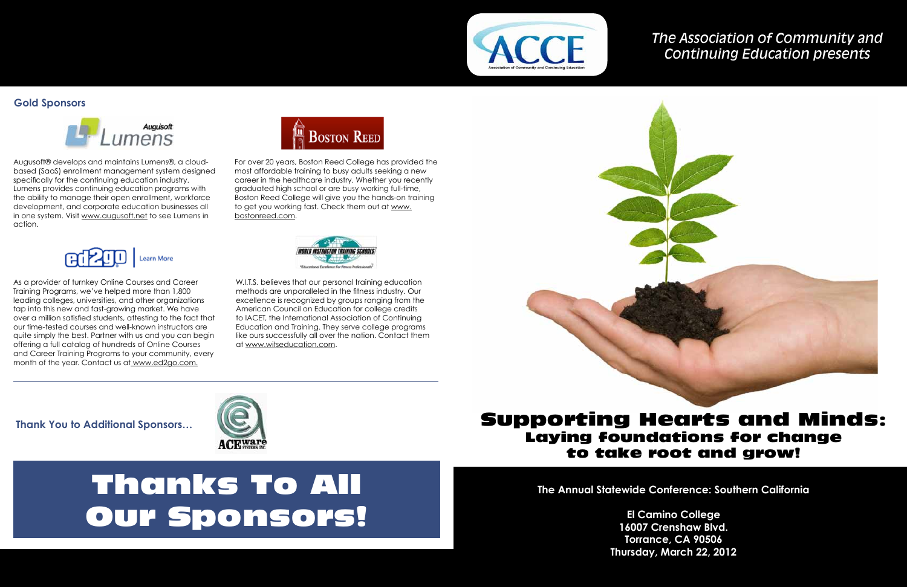## Gold Sponsors

Augusoft® develops and maintains Lumens®, a cloud-based (SaaS) enrollment management system designed specifically for the continuing education industry. Lumens provides continuing education programs with the ability to manage their open enrollment, workforce development, and corporate education businesses all in one system. Visit www.augusoft.net to see Lumens in action.

For over 20 years, Boston Reed College has provided the most affordable training to busy adults seeking a new career in the healthcare industry. Whether you recently graduated high school or are busy working full-time, Boston Reed College will give you the hands-on training to get you working fast. Check them out at www.bostonreed.com.

As a provider of turnkey Online Courses and Career Training Programs, we've helped more than 1,800 leading colleges, universities, and other organizations tap into this new and fast-growing market. We have over a million satisfied students, attesting to the fact that our time-tested courses and well-known instructors are quite simply the best. Partner with us and you can begin offering a full catalog of hundreds of Online Courses and Career Training Programs to your community, every month of the year. Contact us at www.ed2go.com.

W.I.T.S. believes that our personal training education methods are unparalleled in the fitness industry. Our excellence is recognized by groups ranging from the American Council on Education for college credits to IACET, the International Association of Continuing Education and Training. They serve college programs like ours successfully all over the nation. Contact them at www.witseducation.com.

---

**Thank You to Additional Sponsors…**

# Thanks To All Our Sponsors!

*The Association of Community and Continuing Education presents*

# Supporting Hearts and Minds:
## Laying foundations for change to take root and grow!

**The Annual Statewide Conference: Southern California**

**El Camino College**
**16007 Crenshaw Blvd.**
**Torrance, CA 90506**
**Thursday, March 22, 2012**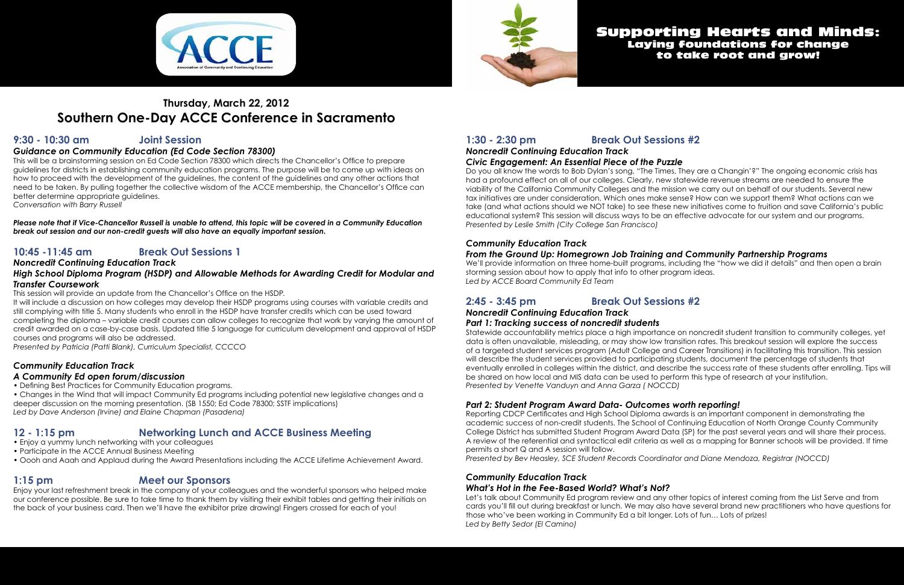# Supporting Hearts and Minds:
## Laying foundations for change to take root and grow!

## Thursday, March 22, 2012
# Southern One-Day ACCE Conference in Sacramento

### 9:30 - 10:30 am Joint Session

***Guidance on Community Education (Ed Code Section 78300)***

This will be a brainstorming session on Ed Code Section 78300 which directs the Chancellor's Office to prepare guidelines for districts in establishing community education programs. The purpose will be to come up with ideas on how to proceed with the development of the guidelines, the content of the guidelines and any other actions that need to be taken. By pulling together the collective wisdom of the ACCE membership, the Chancellor's Office can better determine appropriate guidelines.

*Conversation with Barry Russell*

***Please note that if Vice-Chancellor Russell is unable to attend, this topic will be covered in a Community Education break out session and our non-credit guests will also have an equally important session.***

### 10:45 -11:45 am Break Out Sessions 1

***Noncredit Continuing Education Track***

***High School Diploma Program (HSDP) and Allowable Methods for Awarding Credit for Modular and Transfer Coursework***

This session will provide an update from the Chancellor's Office on the HSDP.

It will include a discussion on how colleges may develop their HSDP programs using courses with variable credits and still complying with title 5. Many students who enroll in the HSDP have transfer credits which can be used toward completing the diploma – variable credit courses can allow colleges to recognize that work by varying the amount of credit awarded on a case-by-case basis. Updated title 5 language for curriculum development and approval of HSDP courses and programs will also be addressed.

*Presented by Patricia (Patti Blank), Curriculum Specialist, CCCCO*

***Community Education Track***

***A Community Ed open forum/discussion***

- Defining Best Practices for Community Education programs.
- Changes in the Wind that will impact Community Ed programs including potential new legislative changes and a deeper discussion on the morning presentation. (SB 1550; Ed Code 78300; SSTF implications)

*Led by Dave Anderson (Irvine) and Elaine Chapman (Pasadena)*

### 12 - 1:15 pm Networking Lunch and ACCE Business Meeting

- Enjoy a yummy lunch networking with your colleagues
- Participate in the ACCE Annual Business Meeting
- Oooh and Aaah and Applaud during the Award Presentations including the ACCE Lifetime Achievement Award.

### 1:15 pm Meet our Sponsors

Enjoy your last refreshment break in the company of your colleagues and the wonderful sponsors who helped make our conference possible. Be sure to take time to thank them by visiting their exhibit tables and getting their initials on the back of your business card. Then we'll have the exhibitor prize drawing! Fingers crossed for each of you!

### 1:30 - 2:30 pm Break Out Sessions #2

***Noncredit Continuing Education Track***

***Civic Engagement: An Essential Piece of the Puzzle***

Do you all know the words to Bob Dylan's song, "The Times, They are a Changin'?" The ongoing economic crisis has had a profound effect on all of our colleges. Clearly, new statewide revenue streams are needed to ensure the viability of the California Community Colleges and the mission we carry out on behalf of our students. Several new tax initiatives are under consideration. Which ones make sense? How can we support them? What actions can we take (and what actions should we NOT take) to see these new initiatives come to fruition and save California's public educational system? This session will discuss ways to be an effective advocate for our system and our programs.

*Presented by Leslie Smith (City College San Francisco)*

***Community Education Track***

***From the Ground Up: Homegrown Job Training and Community Partnership Programs***

We'll provide information on three home-built programs, including the "how we did it details" and then open a brain storming session about how to apply that info to other program ideas.

*Led by ACCE Board Community Ed Team*

### 2:45 - 3:45 pm Break Out Sessions #2

***Noncredit Continuing Education Track***

***Part 1: Tracking success of noncredit students***

Statewide accountability metrics place a high importance on noncredit student transition to community colleges, yet data is often unavailable, misleading, or may show low transition rates. This breakout session will explore the success of a targeted student services program (Adult College and Career Transitions) in facilitating this transition. This session will describe the student services provided to participating students, document the percentage of students that eventually enrolled in colleges within the district, and describe the success rate of these students after enrolling. Tips will be shared on how local and MIS data can be used to perform this type of research at your institution.

*Presented by Venette Vanduyn and Anna Garza ( NOCCD)*

***Part 2: Student Program Award Data- Outcomes worth reporting!***

Reporting CDCP Certificates and High School Diploma awards is an important component in demonstrating the academic success of non-credit students. The School of Continuing Education of North Orange County Community College District has submitted Student Program Award Data (SP) for the past several years and will share their process. A review of the referential and syntactical edit criteria as well as a mapping for Banner schools will be provided. If time permits a short Q and A session will follow.

*Presented by Bev Heasley, SCE Student Records Coordinator and Diane Mendoza, Registrar (NOCCD)*

***Community Education Track***

***What's Hot in the Fee-Based World? What's Not?***

Let's talk about Community Ed program review and any other topics of interest coming from the List Serve and from cards you'll fill out during breakfast or lunch. We may also have several brand new practitioners who have questions for those who've been working in Community Ed a bit longer. Lots of fun… Lots of prizes!

*Led by Betty Sedor (El Camino)*